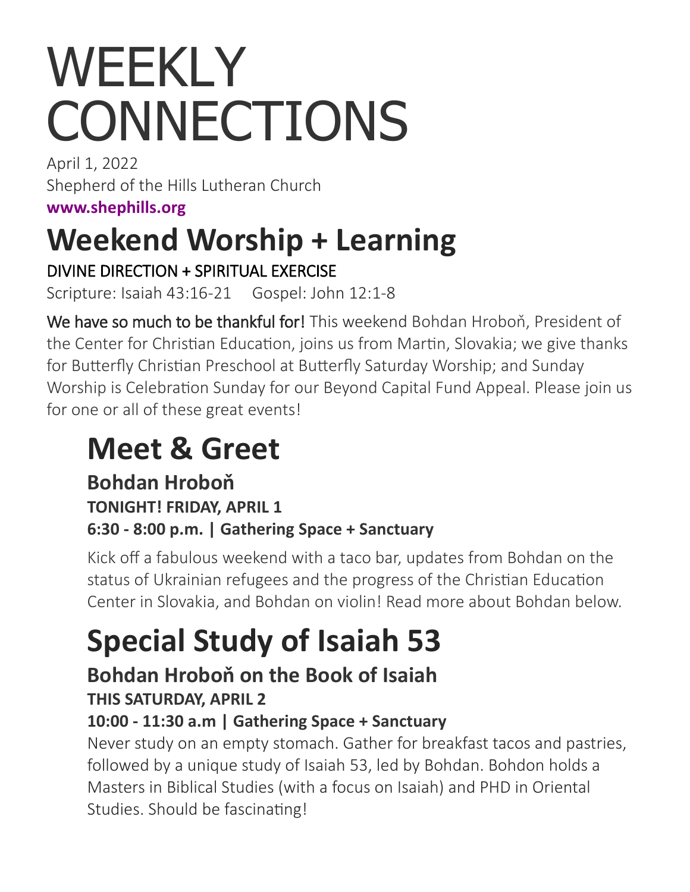# WEEKLY CONNECTIONS

April 1, 2022
Shepherd of the Hills Lutheran Church
**www.shephills.org**

# Weekend Worship + Learning

DIVINE DIRECTION + SPIRITUAL EXERCISE

Scripture: Isaiah 43:16-21     Gospel: John 12:1-8

We have so much to be thankful for! This weekend Bohdan Hroboň, President of the Center for Christian Education, joins us from Martin, Slovakia; we give thanks for Butterfly Christian Preschool at Butterfly Saturday Worship; and Sunday Worship is Celebration Sunday for our Beyond Capital Fund Appeal. Please join us for one or all of these great events!

## Meet & Greet

### Bohdan Hroboň

**TONIGHT! FRIDAY, APRIL 1**

**6:30 - 8:00 p.m. | Gathering Space + Sanctuary**

Kick off a fabulous weekend with a taco bar, updates from Bohdan on the status of Ukrainian refugees and the progress of the Christian Education Center in Slovakia, and Bohdan on violin! Read more about Bohdan below.

## Special Study of Isaiah 53

### Bohdan Hroboň on the Book of Isaiah

**THIS SATURDAY, APRIL 2**

**10:00 - 11:30 a.m | Gathering Space + Sanctuary**

Never study on an empty stomach. Gather for breakfast tacos and pastries, followed by a unique study of Isaiah 53, led by Bohdan. Bohdon holds a Masters in Biblical Studies (with a focus on Isaiah) and PHD in Oriental Studies. Should be fascinating!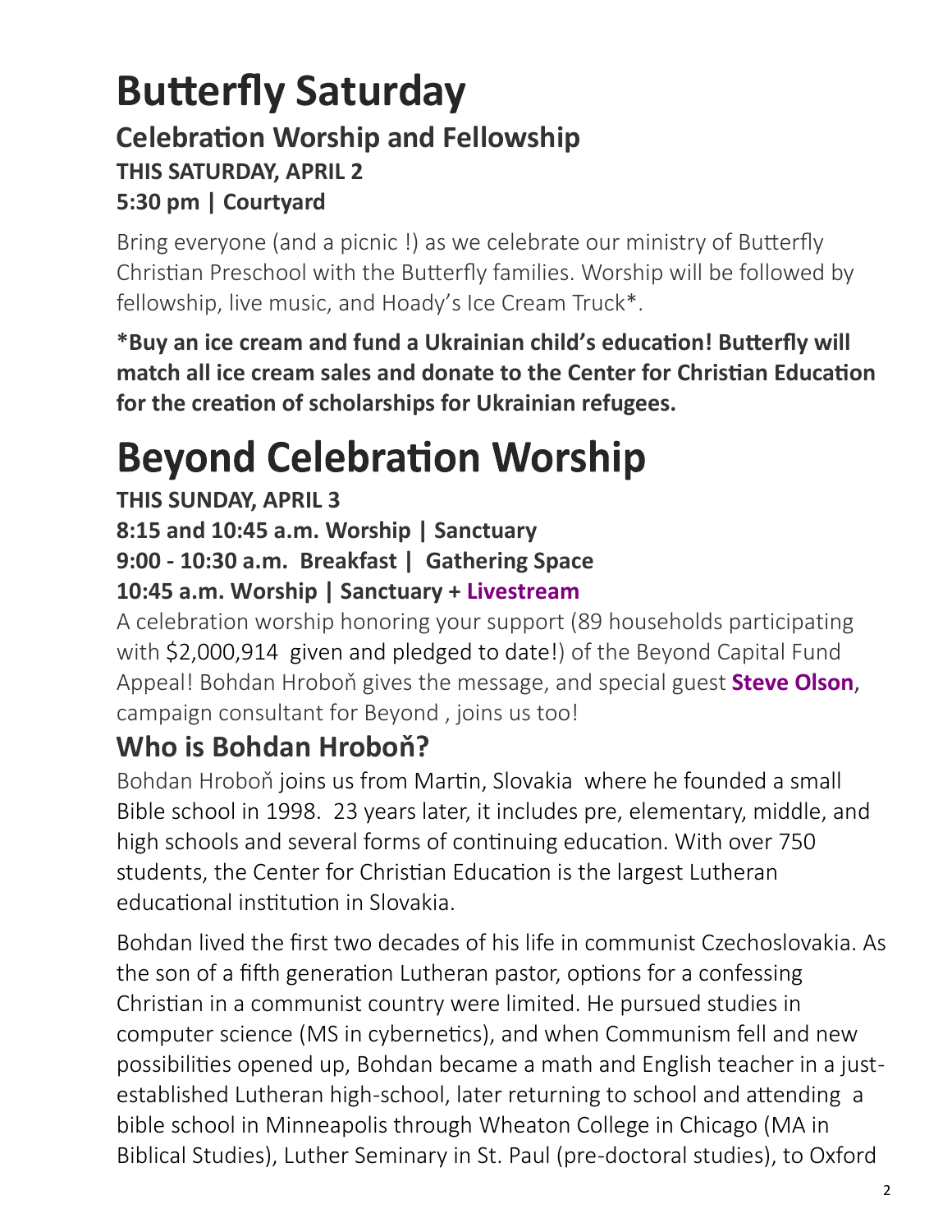# Butterfly Saturday

## Celebration Worship and Fellowship

**THIS SATURDAY, APRIL 2**

**5:30 pm | Courtyard**

Bring everyone (and a picnic !) as we celebrate our ministry of Butterfly Christian Preschool with the Butterfly families. Worship will be followed by fellowship, live music, and Hoady's Ice Cream Truck*.

***Buy an ice cream and fund a Ukrainian child's education! Butterfly will match all ice cream sales and donate to the Center for Christian Education for the creation of scholarships for Ukrainian refugees.**

# Beyond Celebration Worship

**THIS SUNDAY, APRIL 3**

**8:15 and 10:45 a.m. Worship | Sanctuary**

**9:00 - 10:30 a.m. Breakfast | Gathering Space**

**10:45 a.m. Worship | Sanctuary + Livestream**

A celebration worship honoring your support (89 households participating with $2,000,914 given and pledged to date!) of the Beyond Capital Fund Appeal! Bohdan Hroboň gives the message, and special guest **Steve Olson**, campaign consultant for Beyond , joins us too!

## Who is Bohdan Hroboň?

Bohdan Hroboň joins us from Martin, Slovakia where he founded a small Bible school in 1998. 23 years later, it includes pre, elementary, middle, and high schools and several forms of continuing education. With over 750 students, the Center for Christian Education is the largest Lutheran educational institution in Slovakia.

Bohdan lived the first two decades of his life in communist Czechoslovakia. As the son of a fifth generation Lutheran pastor, options for a confessing Christian in a communist country were limited. He pursued studies in computer science (MS in cybernetics), and when Communism fell and new possibilities opened up, Bohdan became a math and English teacher in a just-established Lutheran high-school, later returning to school and attending a bible school in Minneapolis through Wheaton College in Chicago (MA in Biblical Studies), Luther Seminary in St. Paul (pre-doctoral studies), to Oxford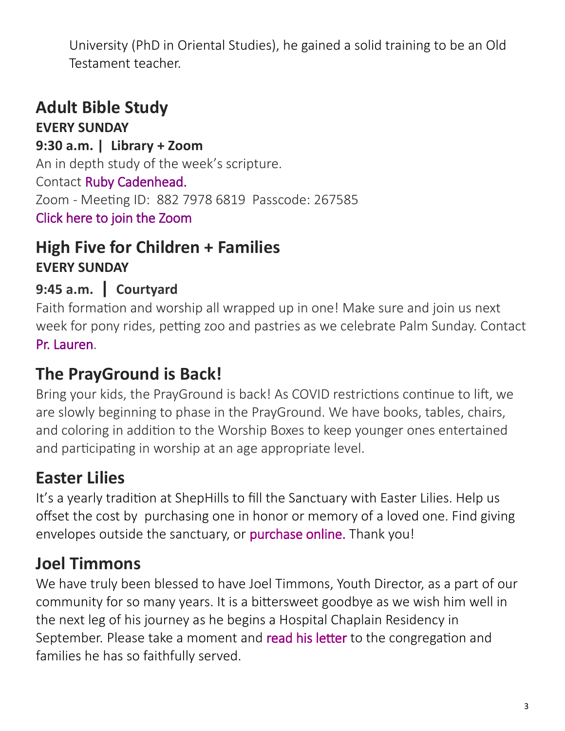University (PhD in Oriental Studies), he gained a solid training to be an Old Testament teacher.

## Adult Bible Study

**EVERY SUNDAY**

**9:30 a.m. | Library + Zoom**

An in depth study of the week's scripture.

Contact Ruby Cadenhead.

Zoom - Meeting ID: 882 7978 6819 Passcode: 267585

Click here to join the Zoom

## High Five for Children + Families

**EVERY SUNDAY**

**9:45 a.m. | Courtyard**

Faith formation and worship all wrapped up in one! Make sure and join us next week for pony rides, petting zoo and pastries as we celebrate Palm Sunday. Contact Pr. Lauren.

## The PrayGround is Back!

Bring your kids, the PrayGround is back! As COVID restrictions continue to lift, we are slowly beginning to phase in the PrayGround. We have books, tables, chairs, and coloring in addition to the Worship Boxes to keep younger ones entertained and participating in worship at an age appropriate level.

## Easter Lilies

It's a yearly tradition at ShepHills to fill the Sanctuary with Easter Lilies. Help us offset the cost by purchasing one in honor or memory of a loved one. Find giving envelopes outside the sanctuary, or purchase online. Thank you!

## Joel Timmons

We have truly been blessed to have Joel Timmons, Youth Director, as a part of our community for so many years. It is a bittersweet goodbye as we wish him well in the next leg of his journey as he begins a Hospital Chaplain Residency in September. Please take a moment and read his letter to the congregation and families he has so faithfully served.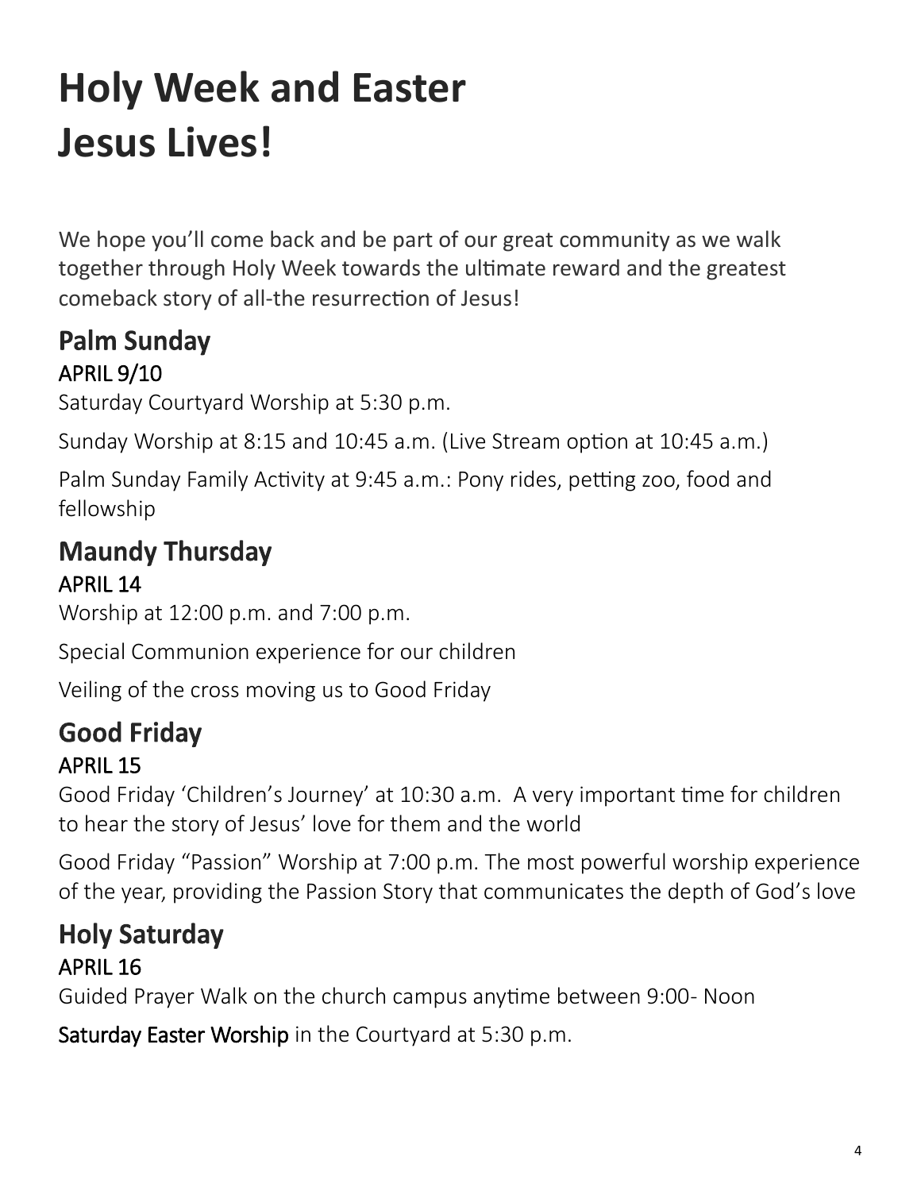# Holy Week and Easter
# Jesus Lives!

We hope you'll come back and be part of our great community as we walk together through Holy Week towards the ultimate reward and the greatest comeback story of all-the resurrection of Jesus!

## Palm Sunday

### APRIL 9/10

Saturday Courtyard Worship at 5:30 p.m.

Sunday Worship at 8:15 and 10:45 a.m. (Live Stream option at 10:45 a.m.)

Palm Sunday Family Activity at 9:45 a.m.: Pony rides, petting zoo, food and fellowship

## Maundy Thursday

### APRIL 14

Worship at 12:00 p.m. and 7:00 p.m.

Special Communion experience for our children

Veiling of the cross moving us to Good Friday

## Good Friday

### APRIL 15

Good Friday 'Children's Journey' at 10:30 a.m. A very important time for children to hear the story of Jesus' love for them and the world

Good Friday "Passion" Worship at 7:00 p.m. The most powerful worship experience of the year, providing the Passion Story that communicates the depth of God's love

## Holy Saturday

### APRIL 16

Guided Prayer Walk on the church campus anytime between 9:00- Noon

Saturday Easter Worship in the Courtyard at 5:30 p.m.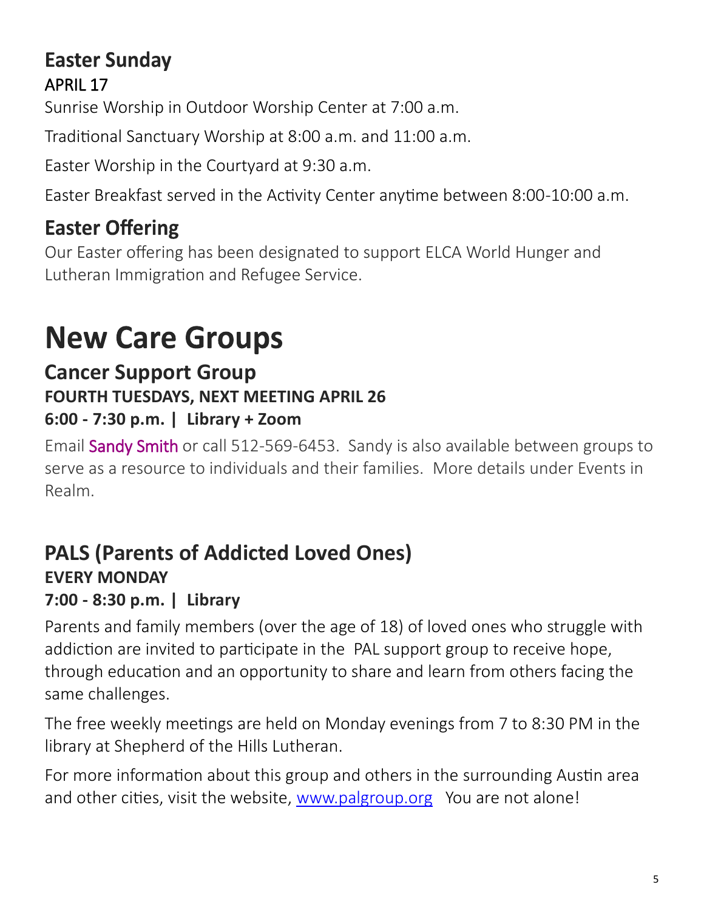## Easter Sunday

### APRIL 17

Sunrise Worship in Outdoor Worship Center at 7:00 a.m.

Traditional Sanctuary Worship at 8:00 a.m. and 11:00 a.m.

Easter Worship in the Courtyard at 9:30 a.m.

Easter Breakfast served in the Activity Center anytime between 8:00-10:00 a.m.

## Easter Offering

Our Easter offering has been designated to support ELCA World Hunger and Lutheran Immigration and Refugee Service.

# New Care Groups

## Cancer Support Group

**FOURTH TUESDAYS, NEXT MEETING APRIL 26**

**6:00 - 7:30 p.m. | Library + Zoom**

Email Sandy Smith or call 512-569-6453. Sandy is also available between groups to serve as a resource to individuals and their families. More details under Events in Realm.

## PALS (Parents of Addicted Loved Ones)

**EVERY MONDAY**

**7:00 - 8:30 p.m. | Library**

Parents and family members (over the age of 18) of loved ones who struggle with addiction are invited to participate in the PAL support group to receive hope, through education and an opportunity to share and learn from others facing the same challenges.

The free weekly meetings are held on Monday evenings from 7 to 8:30 PM in the library at Shepherd of the Hills Lutheran.

For more information about this group and others in the surrounding Austin area and other cities, visit the website, [www.palgroup.org](http://www.palgroup.org) You are not alone!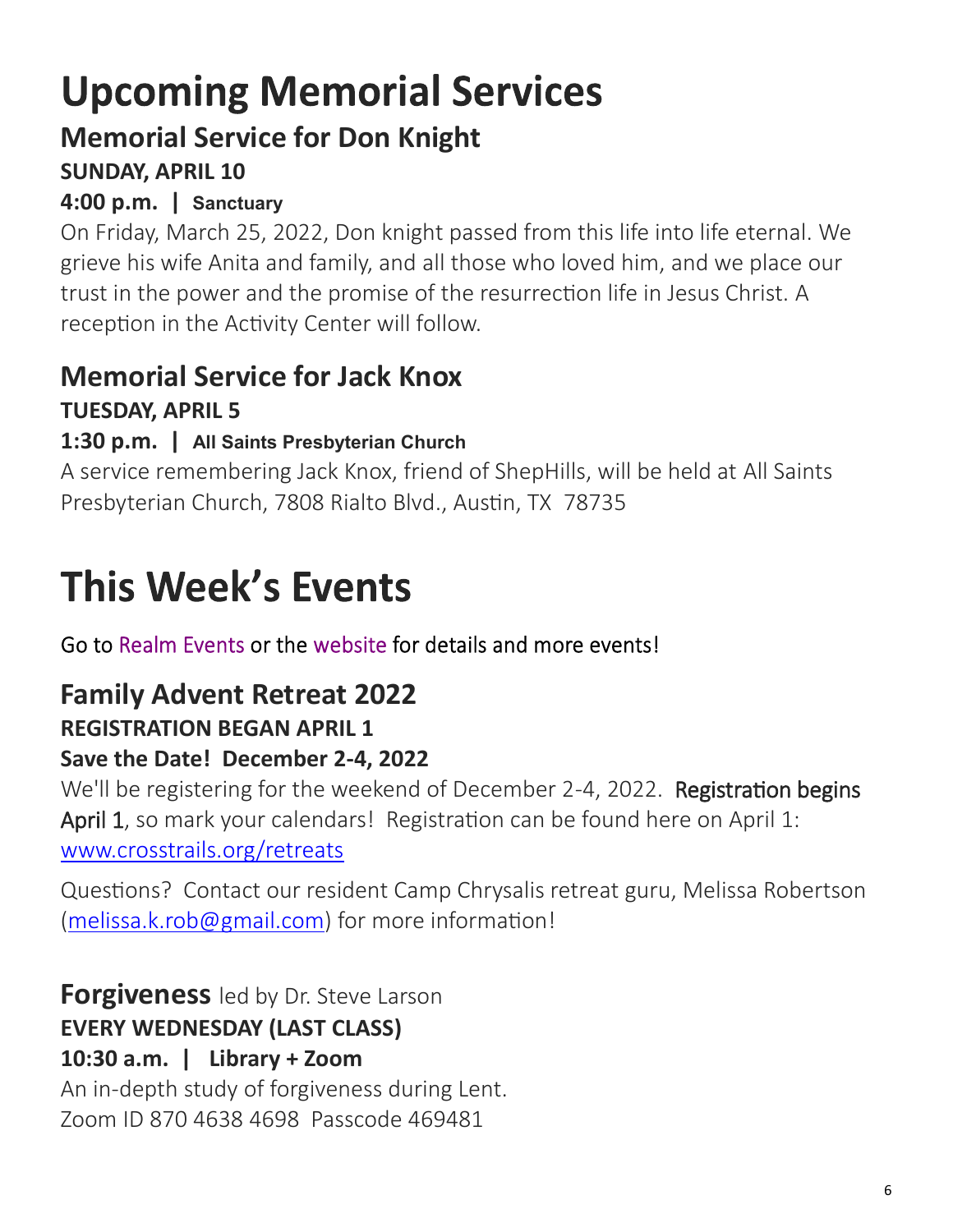# Upcoming Memorial Services

## Memorial Service for Don Knight

**SUNDAY, APRIL 10**

**4:00 p.m. | Sanctuary**

On Friday, March 25, 2022, Don knight passed from this life into life eternal. We grieve his wife Anita and family, and all those who loved him, and we place our trust in the power and the promise of the resurrection life in Jesus Christ. A reception in the Activity Center will follow.

## Memorial Service for Jack Knox

**TUESDAY, APRIL 5**

**1:30 p.m. | All Saints Presbyterian Church**

A service remembering Jack Knox, friend of ShepHills, will be held at All Saints Presbyterian Church, 7808 Rialto Blvd., Austin, TX 78735

# This Week's Events

Go to Realm Events or the website for details and more events!

## Family Advent Retreat 2022

**REGISTRATION BEGAN APRIL 1**

**Save the Date! December 2-4, 2022**

We'll be registering for the weekend of December 2-4, 2022. Registration begins April 1, so mark your calendars! Registration can be found here on April 1: www.crosstrails.org/retreats

Questions? Contact our resident Camp Chrysalis retreat guru, Melissa Robertson (melissa.k.rob@gmail.com) for more information!

## Forgiveness led by Dr. Steve Larson

**EVERY WEDNESDAY (LAST CLASS)**

**10:30 a.m. | Library + Zoom**

An in-depth study of forgiveness during Lent.
Zoom ID 870 4638 4698 Passcode 469481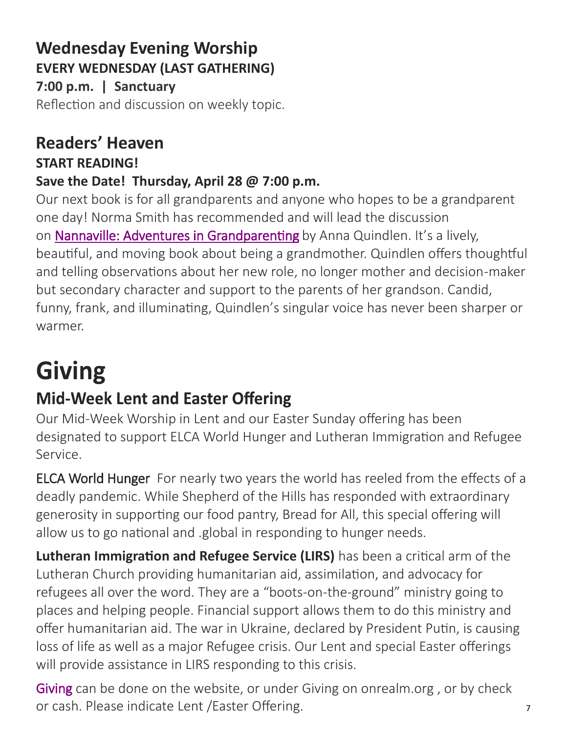## Wednesday Evening Worship

**EVERY WEDNESDAY (LAST GATHERING)**

**7:00 p.m. | Sanctuary**

Reflection and discussion on weekly topic.

## Readers' Heaven

**START READING!**

**Save the Date! Thursday, April 28 @ 7:00 p.m.**

Our next book is for all grandparents and anyone who hopes to be a grandparent one day! Norma Smith has recommended and will lead the discussion on Nannaville: Adventures in Grandparenting by Anna Quindlen. It's a lively, beautiful, and moving book about being a grandmother. Quindlen offers thoughtful and telling observations about her new role, no longer mother and decision-maker but secondary character and support to the parents of her grandson. Candid, funny, frank, and illuminating, Quindlen's singular voice has never been sharper or warmer.

# Giving

## Mid-Week Lent and Easter Offering

Our Mid-Week Worship in Lent and our Easter Sunday offering has been designated to support ELCA World Hunger and Lutheran Immigration and Refugee Service.

ELCA World Hunger For nearly two years the world has reeled from the effects of a deadly pandemic. While Shepherd of the Hills has responded with extraordinary generosity in supporting our food pantry, Bread for All, this special offering will allow us to go national and .global in responding to hunger needs.

**Lutheran Immigration and Refugee Service (LIRS)** has been a critical arm of the Lutheran Church providing humanitarian aid, assimilation, and advocacy for refugees all over the word. They are a "boots-on-the-ground" ministry going to places and helping people. Financial support allows them to do this ministry and offer humanitarian aid. The war in Ukraine, declared by President Putin, is causing loss of life as well as a major Refugee crisis. Our Lent and special Easter offerings will provide assistance in LIRS responding to this crisis.

Giving can be done on the website, or under Giving on onrealm.org , or by check or cash. Please indicate Lent /Easter Offering.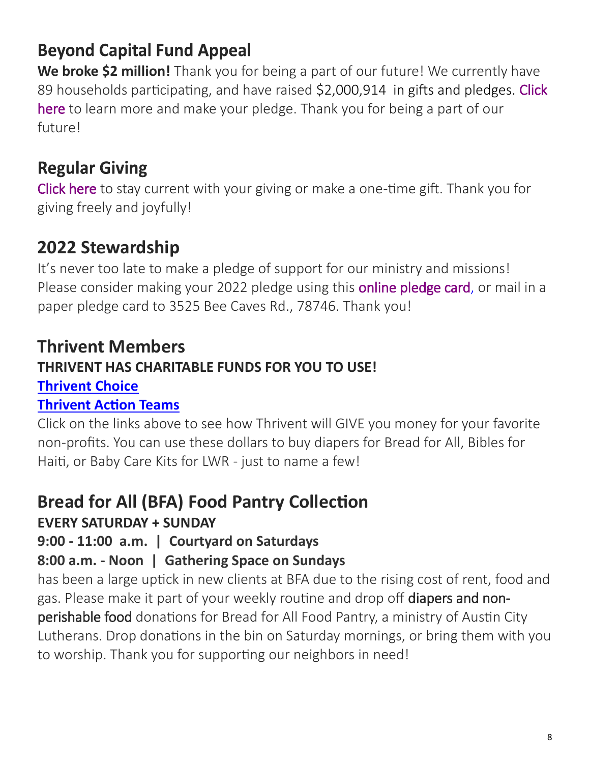## Beyond Capital Fund Appeal

**We broke $2 million!** Thank you for being a part of our future! We currently have 89 households participating, and have raised $2,000,914 in gifts and pledges. Click here to learn more and make your pledge. Thank you for being a part of our future!

## Regular Giving

Click here to stay current with your giving or make a one-time gift. Thank you for giving freely and joyfully!

## 2022 Stewardship

It's never too late to make a pledge of support for our ministry and missions! Please consider making your 2022 pledge using this online pledge card, or mail in a paper pledge card to 3525 Bee Caves Rd., 78746. Thank you!

## Thrivent Members

**THRIVENT HAS CHARITABLE FUNDS FOR YOU TO USE!**

**Thrivent Choice**

**Thrivent Action Teams**

Click on the links above to see how Thrivent will GIVE you money for your favorite non-profits. You can use these dollars to buy diapers for Bread for All, Bibles for Haiti, or Baby Care Kits for LWR - just to name a few!

## Bread for All (BFA) Food Pantry Collection

**EVERY SATURDAY + SUNDAY**

**9:00 - 11:00 a.m. | Courtyard on Saturdays**

**8:00 a.m. - Noon | Gathering Space on Sundays**

has been a large uptick in new clients at BFA due to the rising cost of rent, food and gas. Please make it part of your weekly routine and drop off diapers and non-perishable food donations for Bread for All Food Pantry, a ministry of Austin City Lutherans. Drop donations in the bin on Saturday mornings, or bring them with you to worship. Thank you for supporting our neighbors in need!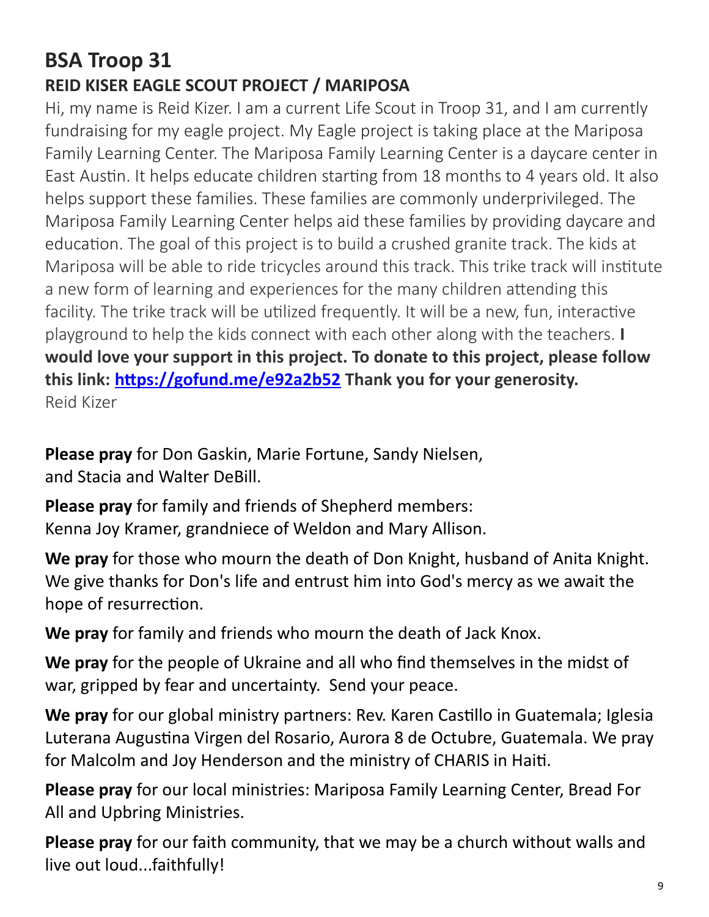# BSA Troop 31

## REID KISER EAGLE SCOUT PROJECT / MARIPOSA

Hi, my name is Reid Kizer. I am a current Life Scout in Troop 31, and I am currently fundraising for my eagle project. My Eagle project is taking place at the Mariposa Family Learning Center. The Mariposa Family Learning Center is a daycare center in East Austin. It helps educate children starting from 18 months to 4 years old. It also helps support these families. These families are commonly underprivileged. The Mariposa Family Learning Center helps aid these families by providing daycare and education. The goal of this project is to build a crushed granite track. The kids at Mariposa will be able to ride tricycles around this track. This trike track will institute a new form of learning and experiences for the many children attending this facility. The trike track will be utilized frequently. It will be a new, fun, interactive playground to help the kids connect with each other along with the teachers. **I would love your support in this project. To donate to this project, please follow this link: [https://gofund.me/e92a2b52](https://gofund.me/e92a2b52) Thank you for your generosity.**
Reid Kizer

**Please pray** for Don Gaskin, Marie Fortune, Sandy Nielsen, and Stacia and Walter DeBill.

**Please pray** for family and friends of Shepherd members: Kenna Joy Kramer, grandniece of Weldon and Mary Allison.

**We pray** for those who mourn the death of Don Knight, husband of Anita Knight. We give thanks for Don's life and entrust him into God's mercy as we await the hope of resurrection.

**We pray** for family and friends who mourn the death of Jack Knox.

**We pray** for the people of Ukraine and all who find themselves in the midst of war, gripped by fear and uncertainty. Send your peace.

**We pray** for our global ministry partners: Rev. Karen Castillo in Guatemala; Iglesia Luterana Augustina Virgen del Rosario, Aurora 8 de Octubre, Guatemala. We pray for Malcolm and Joy Henderson and the ministry of CHARIS in Haiti.

**Please pray** for our local ministries: Mariposa Family Learning Center, Bread For All and Upbring Ministries.

**Please pray** for our faith community, that we may be a church without walls and live out loud...faithfully!